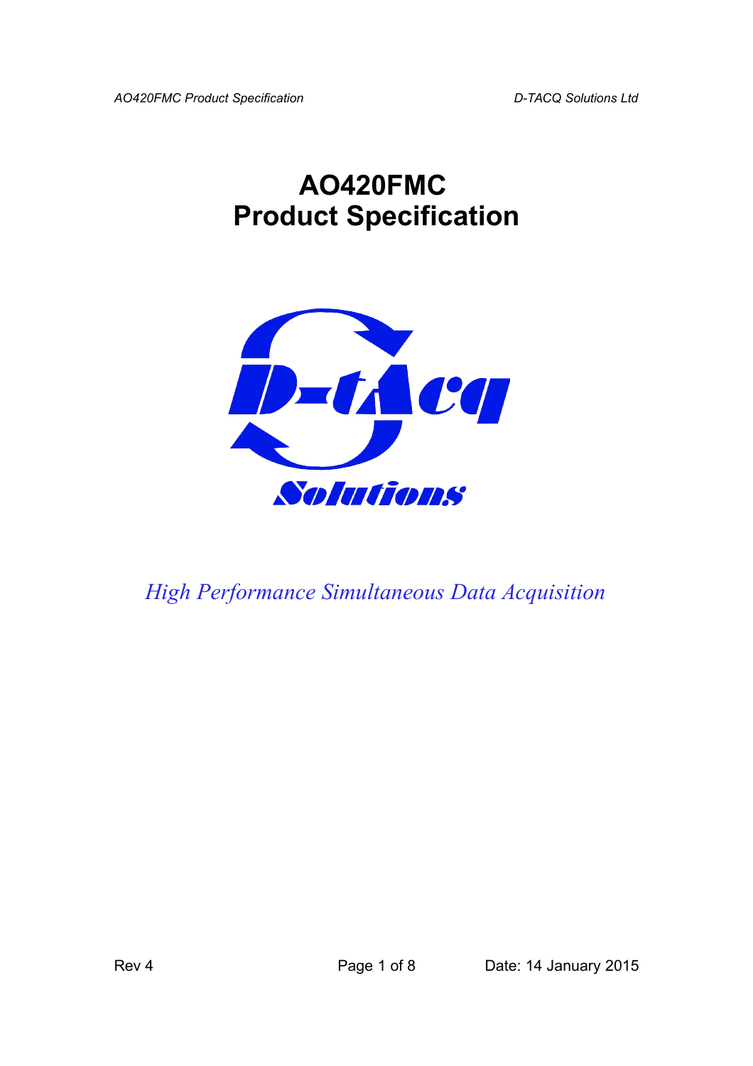# AO420FMC
# Product Specification

*High Performance Simultaneous Data Acquisition*

Rev 4 &nbsp;&nbsp;&nbsp;&nbsp;&nbsp;&nbsp;&nbsp;&nbsp;&nbsp;&nbsp;&nbsp;&nbsp;&nbsp;&nbsp;&nbsp;&nbsp; Date: 14 January 2015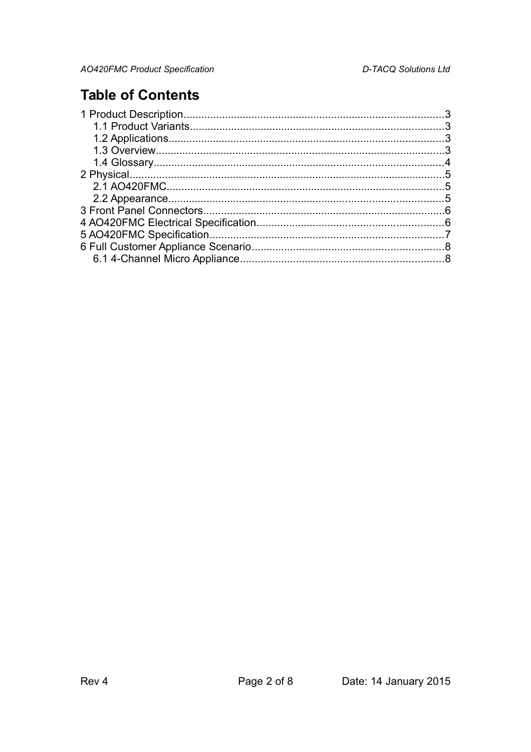# Table of Contents

1 Product Description........................................................................................3
    1.1 Product Variants.......................................................................................3
    1.2 Applications.............................................................................................3
    1.3 Overview...................................................................................................3
    1.4 Glossary....................................................................................................4
2 Physical...........................................................................................................5
    2.1 AO420FMC...............................................................................................5
    2.2 Appearance...............................................................................................5
3 Front Panel Connectors...................................................................................6
4 AO420FMC Electrical Specification...............................................................6
5 AO420FMC Specification................................................................................7
6 Full Customer Appliance Scenario.................................................................8
    6.1 4-Channel Micro Appliance.......................................................................8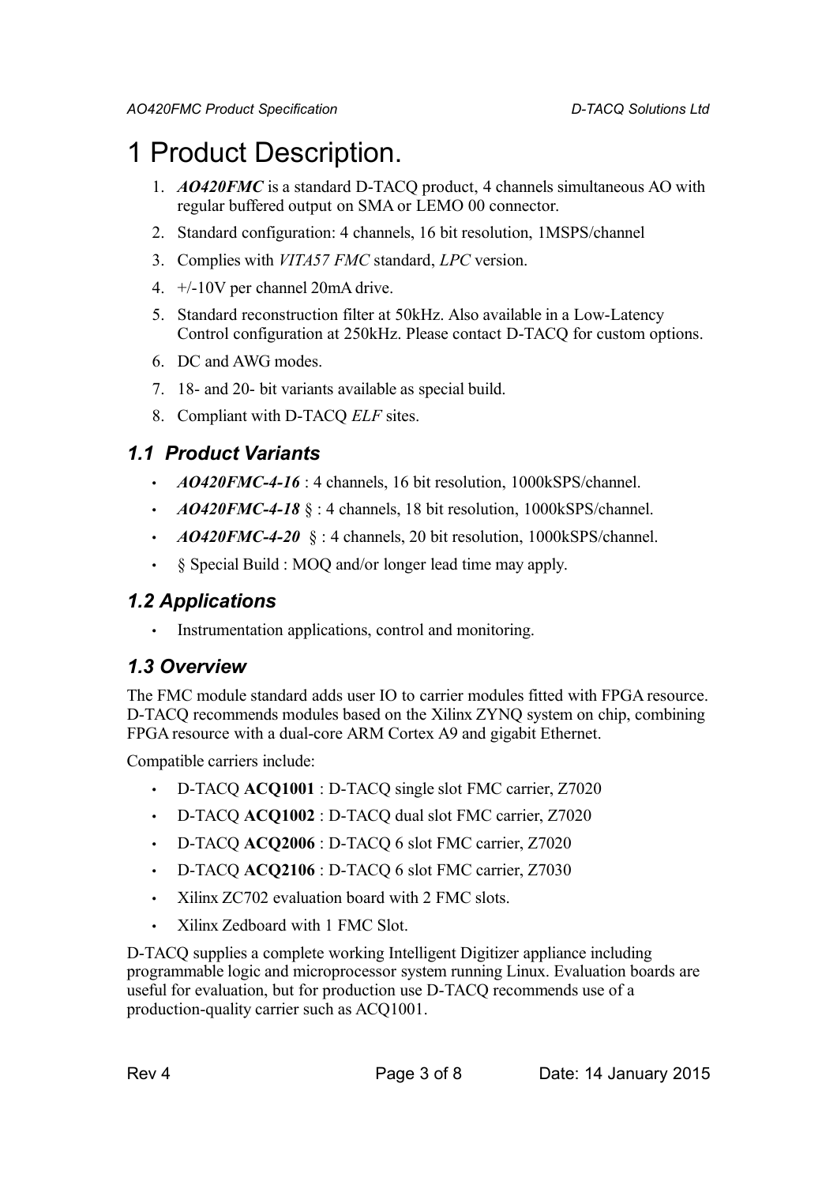# 1 Product Description.

1. ***AO420FMC*** is a standard D-TACQ product, 4 channels simultaneous AO with regular buffered output on SMA or LEMO 00 connector.
2. Standard configuration: 4 channels, 16 bit resolution, 1MSPS/channel
3. Complies with *VITA57 FMC* standard, *LPC* version.
4. +/-10V per channel 20mA drive.
5. Standard reconstruction filter at 50kHz. Also available in a Low-Latency Control configuration at 250kHz. Please contact D-TACQ for custom options.
6. DC and AWG modes.
7. 18- and 20- bit variants available as special build.
8. Compliant with D-TACQ *ELF* sites.

## 1.1 Product Variants

- ***AO420FMC-4-16*** : 4 channels, 16 bit resolution, 1000kSPS/channel.
- ***AO420FMC-4-18*** § : 4 channels, 18 bit resolution, 1000kSPS/channel.
- ***AO420FMC-4-20*** § : 4 channels, 20 bit resolution, 1000kSPS/channel.
- § Special Build : MOQ and/or longer lead time may apply.

## 1.2 Applications

- Instrumentation applications, control and monitoring.

## 1.3 Overview

The FMC module standard adds user IO to carrier modules fitted with FPGA resource. D-TACQ recommends modules based on the Xilinx ZYNQ system on chip, combining FPGA resource with a dual-core ARM Cortex A9 and gigabit Ethernet.

Compatible carriers include:

- D-TACQ **ACQ1001** : D-TACQ single slot FMC carrier, Z7020
- D-TACQ **ACQ1002** : D-TACQ dual slot FMC carrier, Z7020
- D-TACQ **ACQ2006** : D-TACQ 6 slot FMC carrier, Z7020
- D-TACQ **ACQ2106** : D-TACQ 6 slot FMC carrier, Z7030
- Xilinx ZC702 evaluation board with 2 FMC slots.
- Xilinx Zedboard with 1 FMC Slot.

D-TACQ supplies a complete working Intelligent Digitizer appliance including programmable logic and microprocessor system running Linux. Evaluation boards are useful for evaluation, but for production use D-TACQ recommends use of a production-quality carrier such as ACQ1001.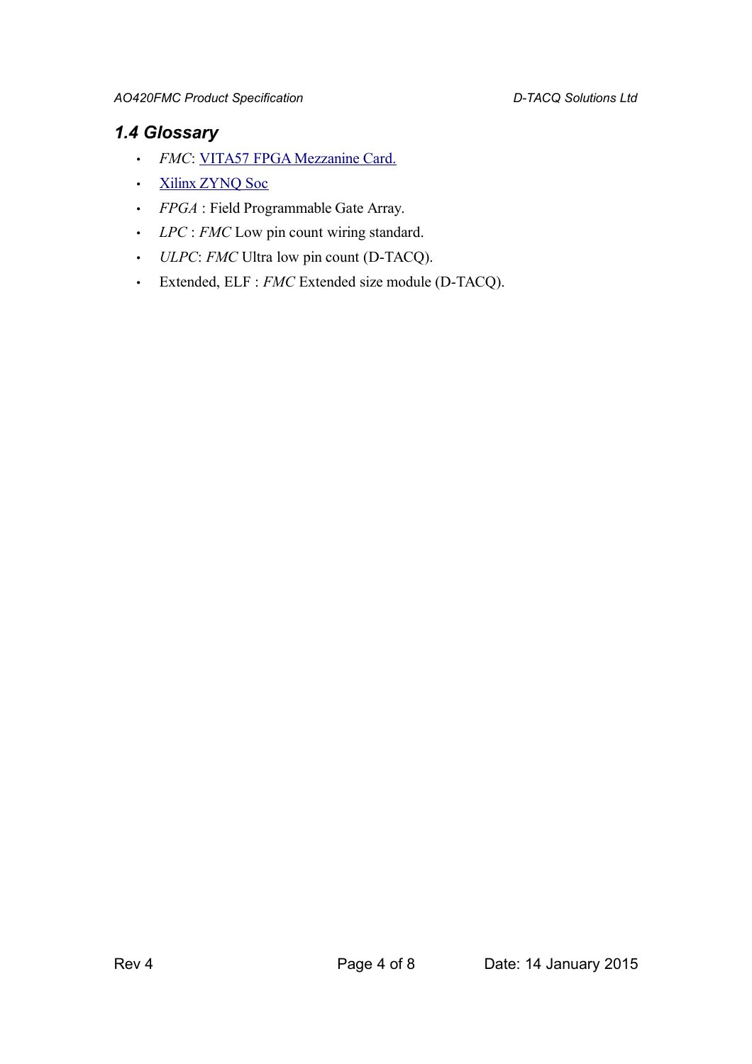### 1.4 Glossary

- *FMC*: VITA57 FPGA Mezzanine Card.
- Xilinx ZYNQ Soc
- *FPGA* : Field Programmable Gate Array.
- *LPC* : *FMC* Low pin count wiring standard.
- *ULPC*: *FMC* Ultra low pin count (D-TACQ).
- Extended, ELF : *FMC* Extended size module (D-TACQ).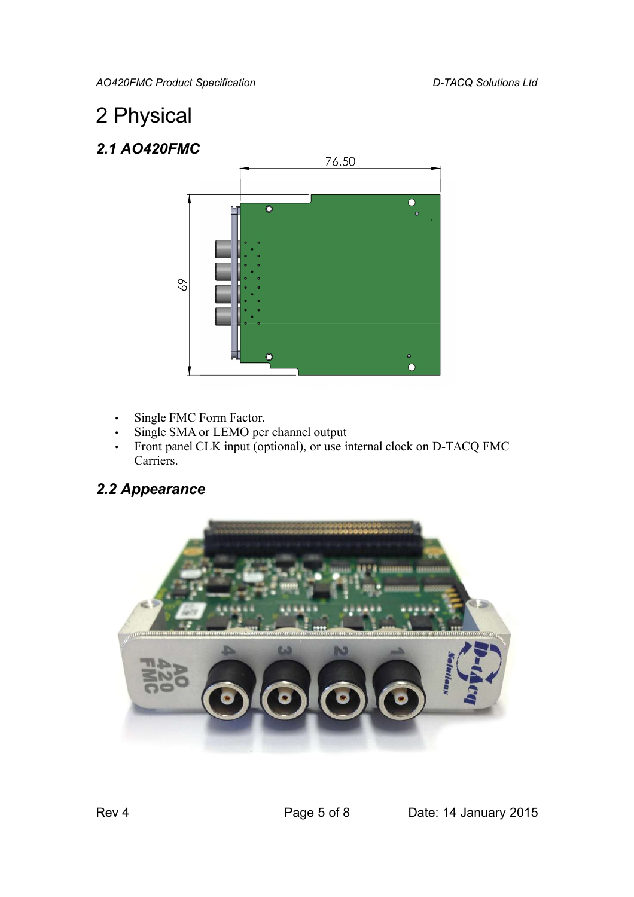# 2 Physical

## *2.1 AO420FMC*

- Single FMC Form Factor.
- Single SMA or LEMO per channel output
- Front panel CLK input (optional), or use internal clock on D-TACQ FMC Carriers.

## *2.2 Appearance*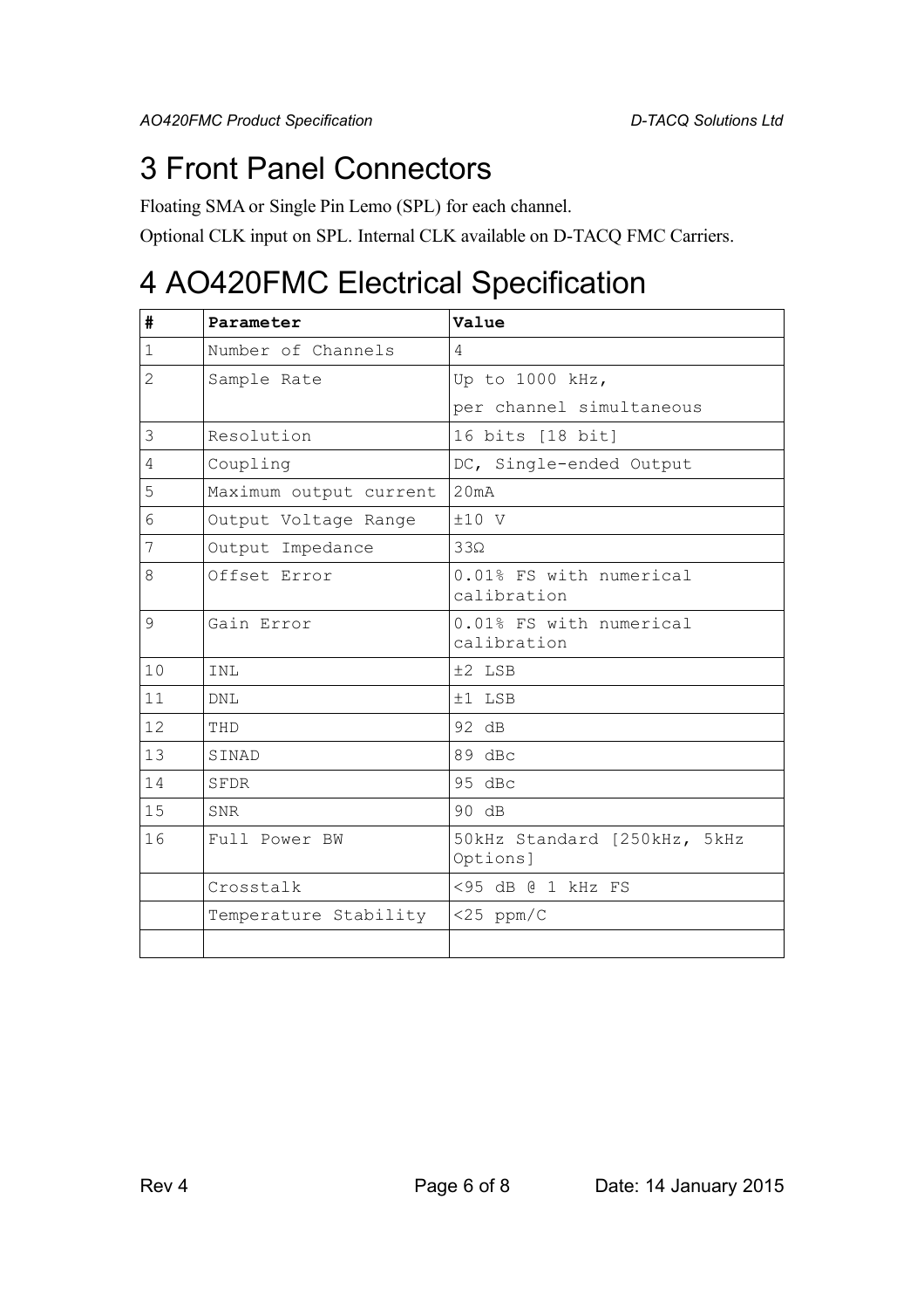# 3 Front Panel Connectors

Floating SMA or Single Pin Lemo (SPL) for each channel.

Optional CLK input on SPL. Internal CLK available on D-TACQ FMC Carriers.

# 4 AO420FMC Electrical Specification

| # | Parameter | Value |
|---|---|---|
| 1 | Number of Channels | 4 |
| 2 | Sample Rate | Up to 1000 kHz,<br>per channel simultaneous |
| 3 | Resolution | 16 bits [18 bit] |
| 4 | Coupling | DC, Single-ended Output |
| 5 | Maximum output current | 20mA |
| 6 | Output Voltage Range | ±10 V |
| 7 | Output Impedance | 33Ω |
| 8 | Offset Error | 0.01% FS with numerical calibration |
| 9 | Gain Error | 0.01% FS with numerical calibration |
| 10 | INL | ±2 LSB |
| 11 | DNL | ±1 LSB |
| 12 | THD | 92 dB |
| 13 | SINAD | 89 dBc |
| 14 | SFDR | 95 dBc |
| 15 | SNR | 90 dB |
| 16 | Full Power BW | 50kHz Standard [250kHz, 5kHz Options] |
| | Crosstalk | <95 dB @ 1 kHz FS |
| | Temperature Stability | <25 ppm/C |
| | | |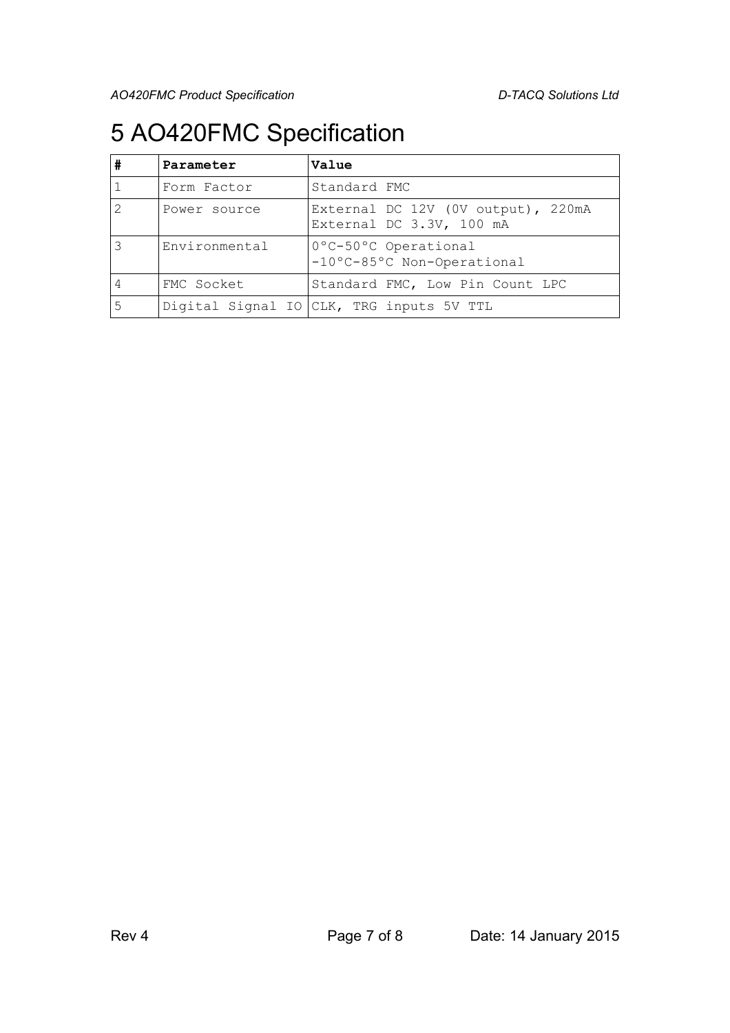# 5 AO420FMC Specification

| # | Parameter | Value |
|---|---|---|
| 1 | Form Factor | Standard FMC |
| 2 | Power source | External DC 12V (0V output), 220mA<br>External DC 3.3V, 100 mA |
| 3 | Environmental | 0°C-50°C Operational<br>-10°C-85°C Non-Operational |
| 4 | FMC Socket | Standard FMC, Low Pin Count LPC |
| 5 | Digital Signal IO | CLK, TRG inputs 5V TTL |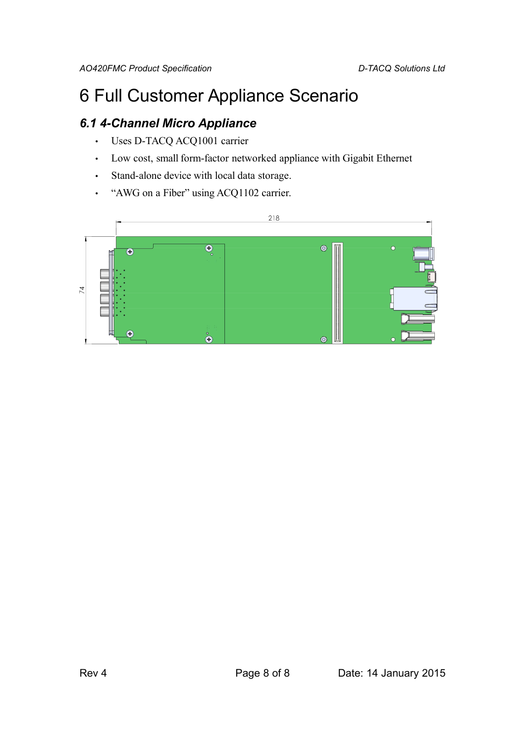# 6 Full Customer Appliance Scenario

## *6.1 4-Channel Micro Appliance*

- Uses D-TACQ ACQ1001 carrier
- Low cost, small form-factor networked appliance with Gigabit Ethernet
- Stand-alone device with local data storage.
- "AWG on a Fiber" using ACQ1102 carrier.

218

74